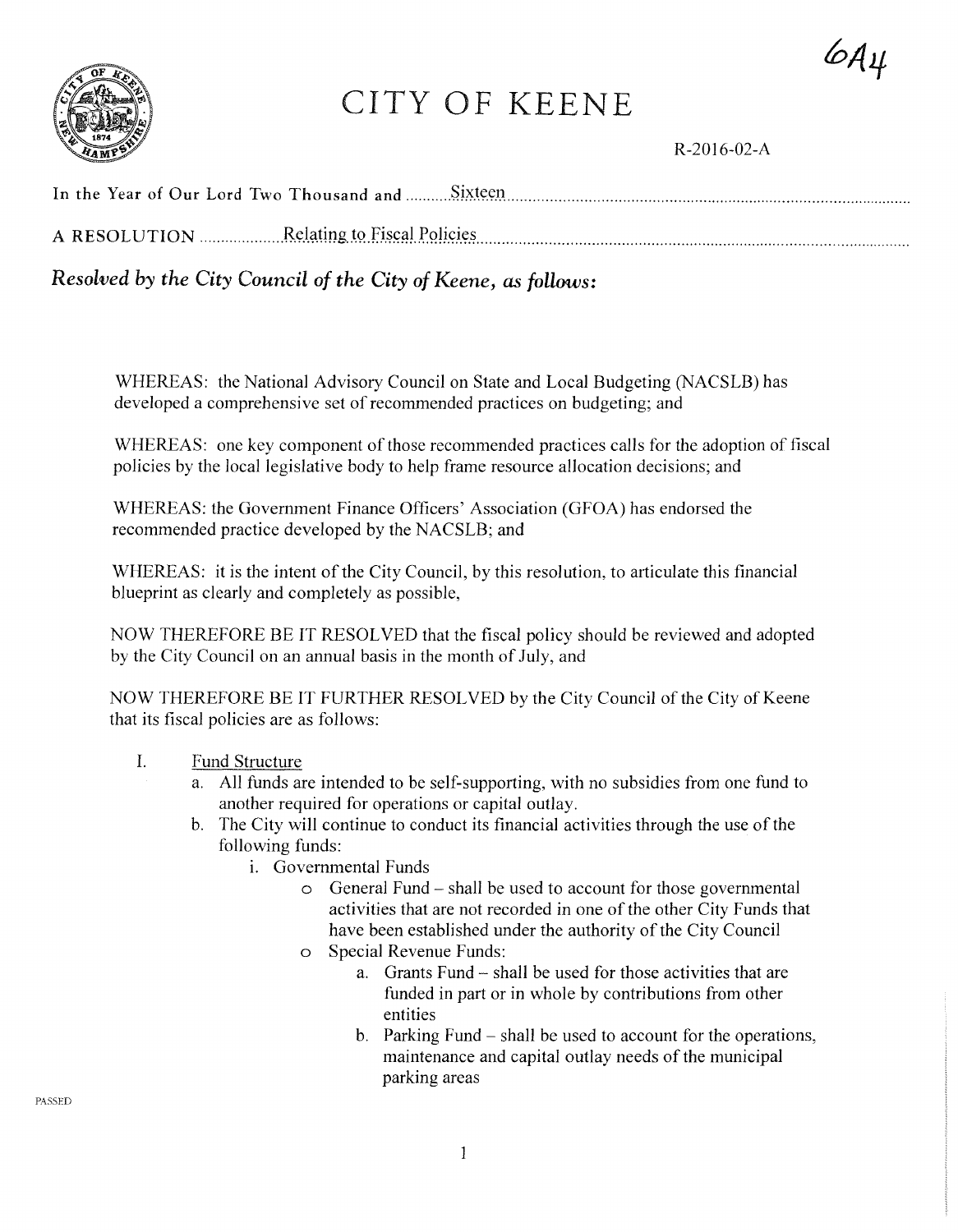6A4

# CITY OF KEENE

R-2016-02-A

In the Year of Our Lord Two Thousand and Sixteen

A RESOLUTION Relating to Fiscal Policies

***Resolved by the City Council of the City of Keene, as follows:***

WHEREAS: the National Advisory Council on State and Local Budgeting (NACSLB) has developed a comprehensive set of recommended practices on budgeting; and

WHEREAS: one key component of those recommended practices calls for the adoption of fiscal policies by the local legislative body to help frame resource allocation decisions; and

WHEREAS: the Government Finance Officers' Association (GFOA) has endorsed the recommended practice developed by the NACSLB; and

WHEREAS: it is the intent of the City Council, by this resolution, to articulate this financial blueprint as clearly and completely as possible,

NOW THEREFORE BE IT RESOLVED that the fiscal policy should be reviewed and adopted by the City Council on an annual basis in the month of July, and

NOW THEREFORE BE IT FURTHER RESOLVED by the City Council of the City of Keene that its fiscal policies are as follows:

I. Fund Structure
   a. All funds are intended to be self-supporting, with no subsidies from one fund to another required for operations or capital outlay.
   b. The City will continue to conduct its financial activities through the use of the following funds:
      i. Governmental Funds
         - General Fund – shall be used to account for those governmental activities that are not recorded in one of the other City Funds that have been established under the authority of the City Council
         - Special Revenue Funds:
            a. Grants Fund – shall be used for those activities that are funded in part or in whole by contributions from other entities
            b. Parking Fund – shall be used to account for the operations, maintenance and capital outlay needs of the municipal parking areas

PASSED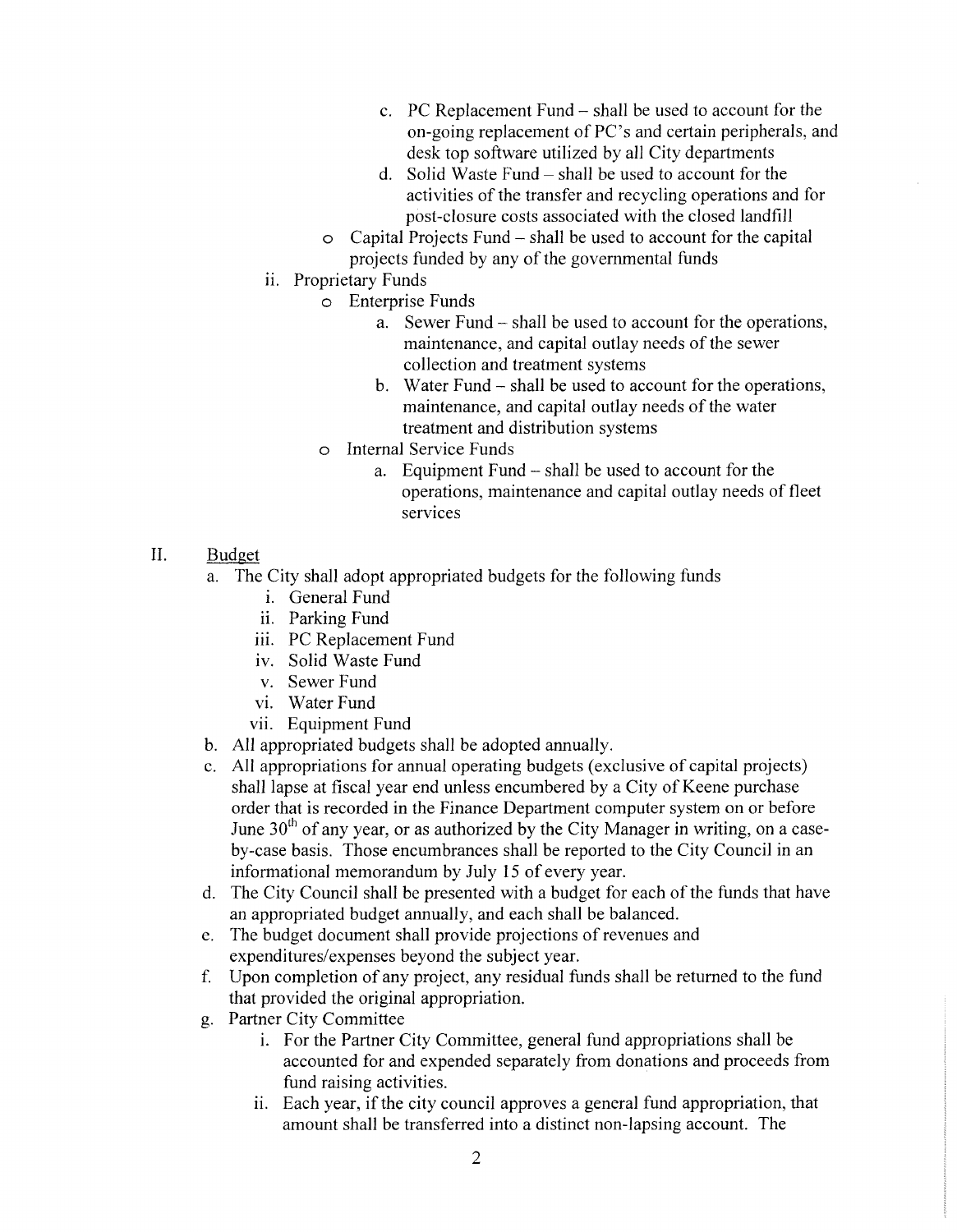- c. PC Replacement Fund – shall be used to account for the on-going replacement of PC's and certain peripherals, and desk top software utilized by all City departments
   - d. Solid Waste Fund – shall be used to account for the activities of the transfer and recycling operations and for post-closure costs associated with the closed landfill
  - Capital Projects Fund – shall be used to account for the capital projects funded by any of the governmental funds
- ii. Proprietary Funds
  - Enterprise Funds
    - a. Sewer Fund – shall be used to account for the operations, maintenance, and capital outlay needs of the sewer collection and treatment systems
    - b. Water Fund – shall be used to account for the operations, maintenance, and capital outlay needs of the water treatment and distribution systems
  - Internal Service Funds
    - a. Equipment Fund – shall be used to account for the operations, maintenance and capital outlay needs of fleet services

## II. <u>Budget</u>

a. The City shall adopt appropriated budgets for the following funds
   - i. General Fund
   - ii. Parking Fund
   - iii. PC Replacement Fund
   - iv. Solid Waste Fund
   - v. Sewer Fund
   - vi. Water Fund
   - vii. Equipment Fund

b. All appropriated budgets shall be adopted annually.

c. All appropriations for annual operating budgets (exclusive of capital projects) shall lapse at fiscal year end unless encumbered by a City of Keene purchase order that is recorded in the Finance Department computer system on or before June 30th of any year, or as authorized by the City Manager in writing, on a case-by-case basis. Those encumbrances shall be reported to the City Council in an informational memorandum by July 15 of every year.

d. The City Council shall be presented with a budget for each of the funds that have an appropriated budget annually, and each shall be balanced.

e. The budget document shall provide projections of revenues and expenditures/expenses beyond the subject year.

f. Upon completion of any project, any residual funds shall be returned to the fund that provided the original appropriation.

g. Partner City Committee
   - i. For the Partner City Committee, general fund appropriations shall be accounted for and expended separately from donations and proceeds from fund raising activities.
   - ii. Each year, if the city council approves a general fund appropriation, that amount shall be transferred into a distinct non-lapsing account. The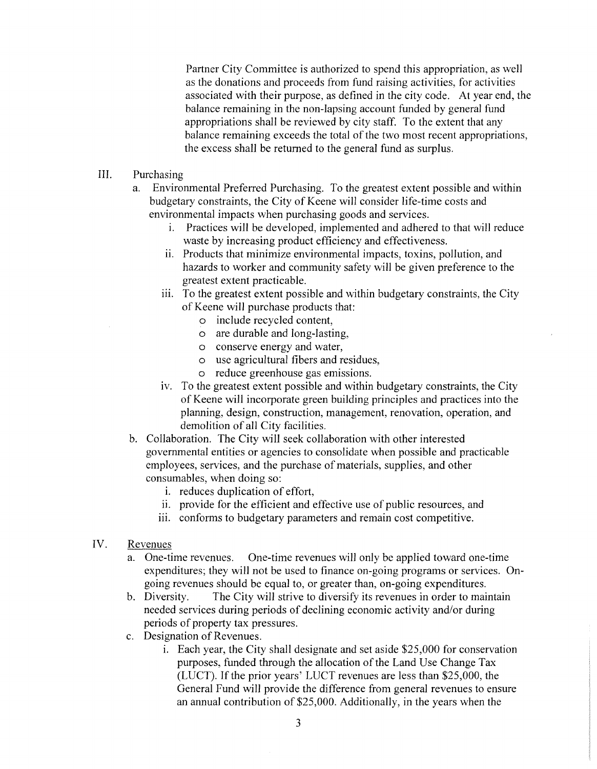Partner City Committee is authorized to spend this appropriation, as well as the donations and proceeds from fund raising activities, for activities associated with their purpose, as defined in the city code. At year end, the balance remaining in the non-lapsing account funded by general fund appropriations shall be reviewed by city staff. To the extent that any balance remaining exceeds the total of the two most recent appropriations, the excess shall be returned to the general fund as surplus.

III. Purchasing

a. Environmental Preferred Purchasing. To the greatest extent possible and within budgetary constraints, the City of Keene will consider life-time costs and environmental impacts when purchasing goods and services.

   i. Practices will be developed, implemented and adhered to that will reduce waste by increasing product efficiency and effectiveness.

   ii. Products that minimize environmental impacts, toxins, pollution, and hazards to worker and community safety will be given preference to the greatest extent practicable.

   iii. To the greatest extent possible and within budgetary constraints, the City of Keene will purchase products that:
   - include recycled content,
   - are durable and long-lasting,
   - conserve energy and water,
   - use agricultural fibers and residues,
   - reduce greenhouse gas emissions.

   iv. To the greatest extent possible and within budgetary constraints, the City of Keene will incorporate green building principles and practices into the planning, design, construction, management, renovation, operation, and demolition of all City facilities.

b. Collaboration. The City will seek collaboration with other interested governmental entities or agencies to consolidate when possible and practicable employees, services, and the purchase of materials, supplies, and other consumables, when doing so:

   i. reduces duplication of effort,

   ii. provide for the efficient and effective use of public resources, and

   iii. conforms to budgetary parameters and remain cost competitive.

IV. Revenues

a. One-time revenues. One-time revenues will only be applied toward one-time expenditures; they will not be used to finance on-going programs or services. On-going revenues should be equal to, or greater than, on-going expenditures.

b. Diversity. The City will strive to diversify its revenues in order to maintain needed services during periods of declining economic activity and/or during periods of property tax pressures.

c. Designation of Revenues.

   i. Each year, the City shall designate and set aside $25,000 for conservation purposes, funded through the allocation of the Land Use Change Tax (LUCT). If the prior years' LUCT revenues are less than $25,000, the General Fund will provide the difference from general revenues to ensure an annual contribution of $25,000. Additionally, in the years when the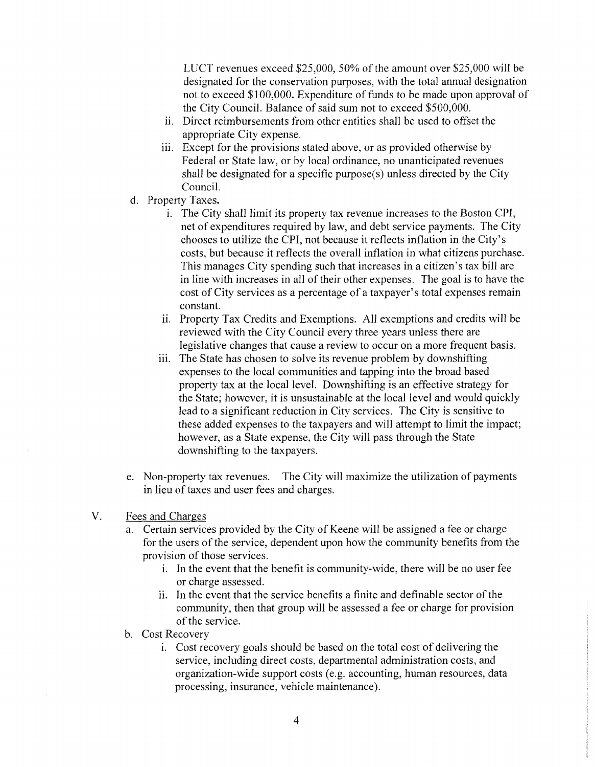LUCT revenues exceed $25,000, 50% of the amount over $25,000 will be designated for the conservation purposes, with the total annual designation not to exceed $100,000. Expenditure of funds to be made upon approval of the City Council. Balance of said sum not to exceed $500,000.

   ii. Direct reimbursements from other entities shall be used to offset the appropriate City expense.
   iii. Except for the provisions stated above, or as provided otherwise by Federal or State law, or by local ordinance, no unanticipated revenues shall be designated for a specific purpose(s) unless directed by the City Council.

d. Property Taxes.
   i. The City shall limit its property tax revenue increases to the Boston CPI, net of expenditures required by law, and debt service payments. The City chooses to utilize the CPI, not because it reflects inflation in the City's costs, but because it reflects the overall inflation in what citizens purchase. This manages City spending such that increases in a citizen's tax bill are in line with increases in all of their other expenses. The goal is to have the cost of City services as a percentage of a taxpayer's total expenses remain constant.
   ii. Property Tax Credits and Exemptions. All exemptions and credits will be reviewed with the City Council every three years unless there are legislative changes that cause a review to occur on a more frequent basis.
   iii. The State has chosen to solve its revenue problem by downshifting expenses to the local communities and tapping into the broad based property tax at the local level. Downshifting is an effective strategy for the State; however, it is unsustainable at the local level and would quickly lead to a significant reduction in City services. The City is sensitive to these added expenses to the taxpayers and will attempt to limit the impact; however, as a State expense, the City will pass through the State downshifting to the taxpayers.

e. Non-property tax revenues. The City will maximize the utilization of payments in lieu of taxes and user fees and charges.

V. Fees and Charges

a. Certain services provided by the City of Keene will be assigned a fee or charge for the users of the service, dependent upon how the community benefits from the provision of those services.
   i. In the event that the benefit is community-wide, there will be no user fee or charge assessed.
   ii. In the event that the service benefits a finite and definable sector of the community, then that group will be assessed a fee or charge for provision of the service.

b. Cost Recovery
   i. Cost recovery goals should be based on the total cost of delivering the service, including direct costs, departmental administration costs, and organization-wide support costs (e.g. accounting, human resources, data processing, insurance, vehicle maintenance).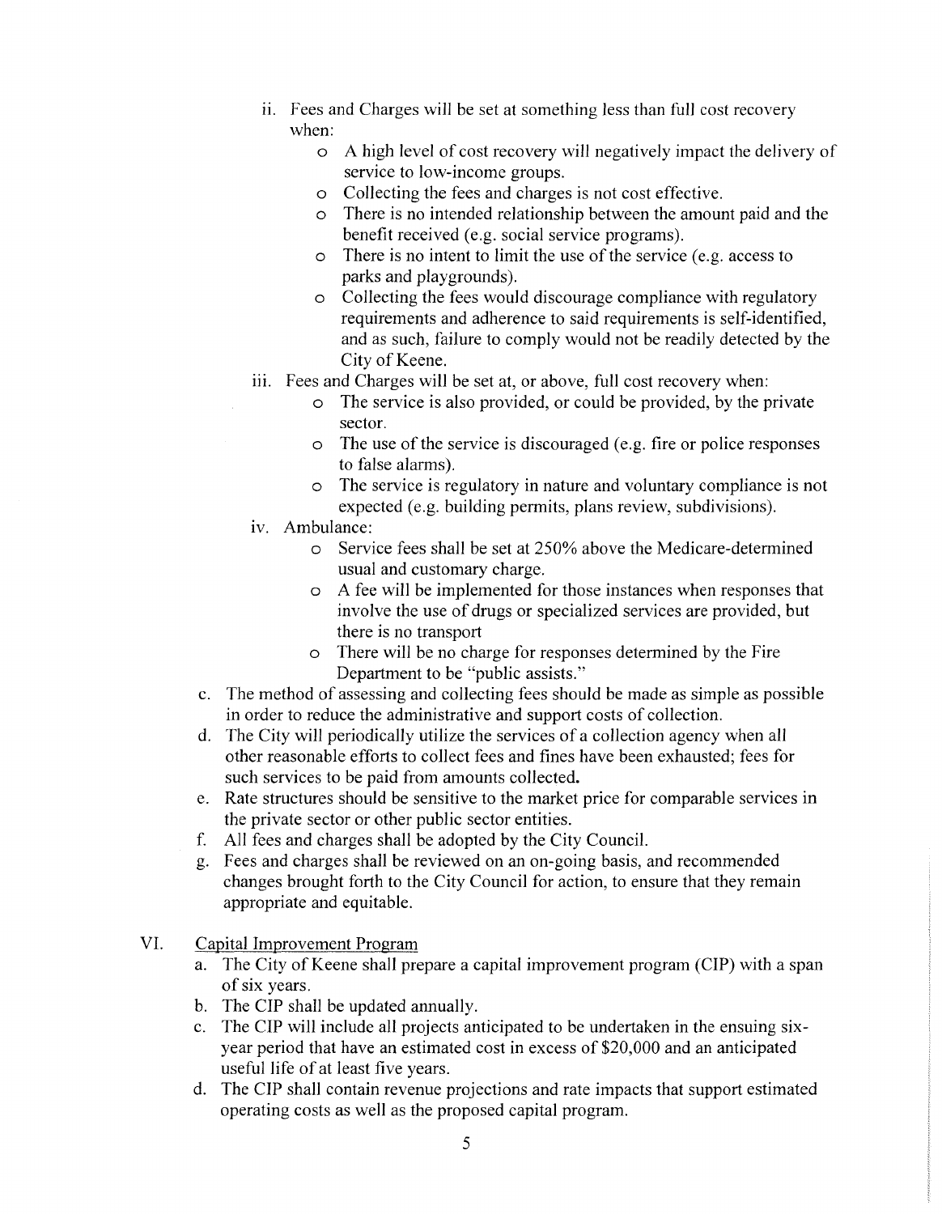ii. Fees and Charges will be set at something less than full cost recovery when:
      - A high level of cost recovery will negatively impact the delivery of service to low-income groups.
      - Collecting the fees and charges is not cost effective.
      - There is no intended relationship between the amount paid and the benefit received (e.g. social service programs).
      - There is no intent to limit the use of the service (e.g. access to parks and playgrounds).
      - Collecting the fees would discourage compliance with regulatory requirements and adherence to said requirements is self-identified, and as such, failure to comply would not be readily detected by the City of Keene.

   iii. Fees and Charges will be set at, or above, full cost recovery when:
      - The service is also provided, or could be provided, by the private sector.
      - The use of the service is discouraged (e.g. fire or police responses to false alarms).
      - The service is regulatory in nature and voluntary compliance is not expected (e.g. building permits, plans review, subdivisions).

   iv. Ambulance:
      - Service fees shall be set at 250% above the Medicare-determined usual and customary charge.
      - A fee will be implemented for those instances when responses that involve the use of drugs or specialized services are provided, but there is no transport
      - There will be no charge for responses determined by the Fire Department to be "public assists."

c. The method of assessing and collecting fees should be made as simple as possible in order to reduce the administrative and support costs of collection.

d. The City will periodically utilize the services of a collection agency when all other reasonable efforts to collect fees and fines have been exhausted; fees for such services to be paid from amounts collected.

e. Rate structures should be sensitive to the market price for comparable services in the private sector or other public sector entities.

f. All fees and charges shall be adopted by the City Council.

g. Fees and charges shall be reviewed on an on-going basis, and recommended changes brought forth to the City Council for action, to ensure that they remain appropriate and equitable.

## VI. Capital Improvement Program

a. The City of Keene shall prepare a capital improvement program (CIP) with a span of six years.

b. The CIP shall be updated annually.

c. The CIP will include all projects anticipated to be undertaken in the ensuing six-year period that have an estimated cost in excess of $20,000 and an anticipated useful life of at least five years.

d. The CIP shall contain revenue projections and rate impacts that support estimated operating costs as well as the proposed capital program.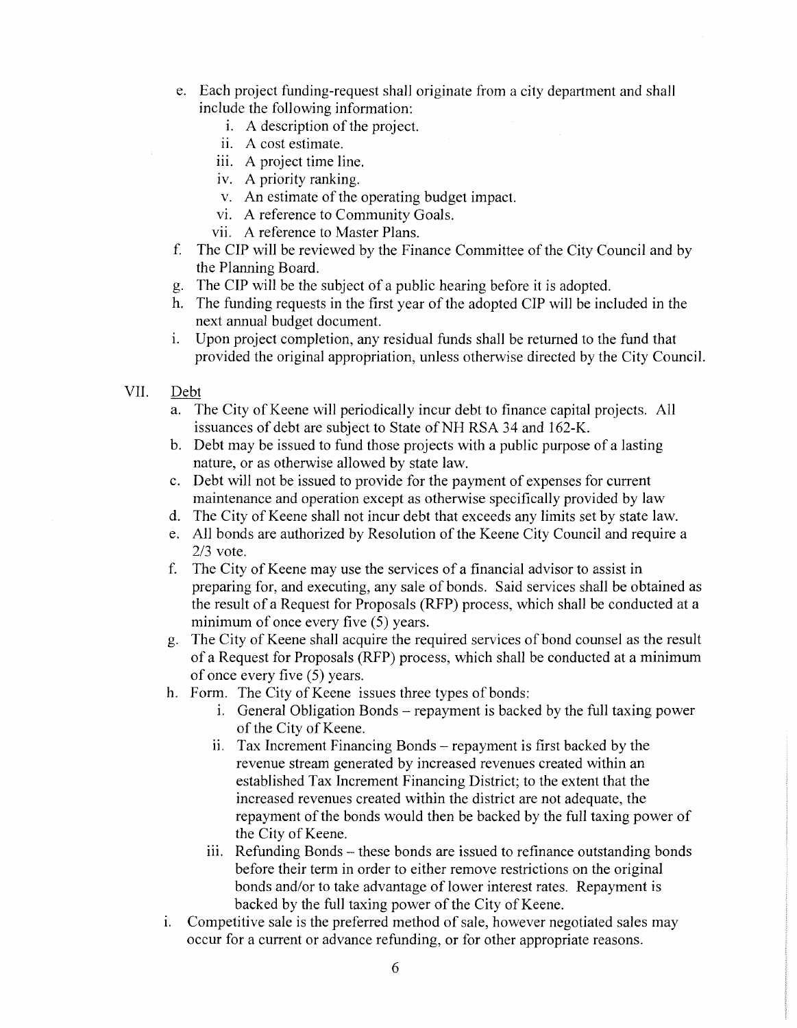e. Each project funding-request shall originate from a city department and shall include the following information:
    i. A description of the project.
    ii. A cost estimate.
    iii. A project time line.
    iv. A priority ranking.
    v. An estimate of the operating budget impact.
    vi. A reference to Community Goals.
    vii. A reference to Master Plans.
f. The CIP will be reviewed by the Finance Committee of the City Council and by the Planning Board.
g. The CIP will be the subject of a public hearing before it is adopted.
h. The funding requests in the first year of the adopted CIP will be included in the next annual budget document.
i. Upon project completion, any residual funds shall be returned to the fund that provided the original appropriation, unless otherwise directed by the City Council.

VII. Debt

a. The City of Keene will periodically incur debt to finance capital projects. All issuances of debt are subject to State of NH RSA 34 and 162-K.
b. Debt may be issued to fund those projects with a public purpose of a lasting nature, or as otherwise allowed by state law.
c. Debt will not be issued to provide for the payment of expenses for current maintenance and operation except as otherwise specifically provided by law
d. The City of Keene shall not incur debt that exceeds any limits set by state law.
e. All bonds are authorized by Resolution of the Keene City Council and require a 2/3 vote.
f. The City of Keene may use the services of a financial advisor to assist in preparing for, and executing, any sale of bonds. Said services shall be obtained as the result of a Request for Proposals (RFP) process, which shall be conducted at a minimum of once every five (5) years.
g. The City of Keene shall acquire the required services of bond counsel as the result of a Request for Proposals (RFP) process, which shall be conducted at a minimum of once every five (5) years.
h. Form. The City of Keene issues three types of bonds:
    i. General Obligation Bonds – repayment is backed by the full taxing power of the City of Keene.
    ii. Tax Increment Financing Bonds – repayment is first backed by the revenue stream generated by increased revenues created within an established Tax Increment Financing District; to the extent that the increased revenues created within the district are not adequate, the repayment of the bonds would then be backed by the full taxing power of the City of Keene.
    iii. Refunding Bonds – these bonds are issued to refinance outstanding bonds before their term in order to either remove restrictions on the original bonds and/or to take advantage of lower interest rates. Repayment is backed by the full taxing power of the City of Keene.
i. Competitive sale is the preferred method of sale, however negotiated sales may occur for a current or advance refunding, or for other appropriate reasons.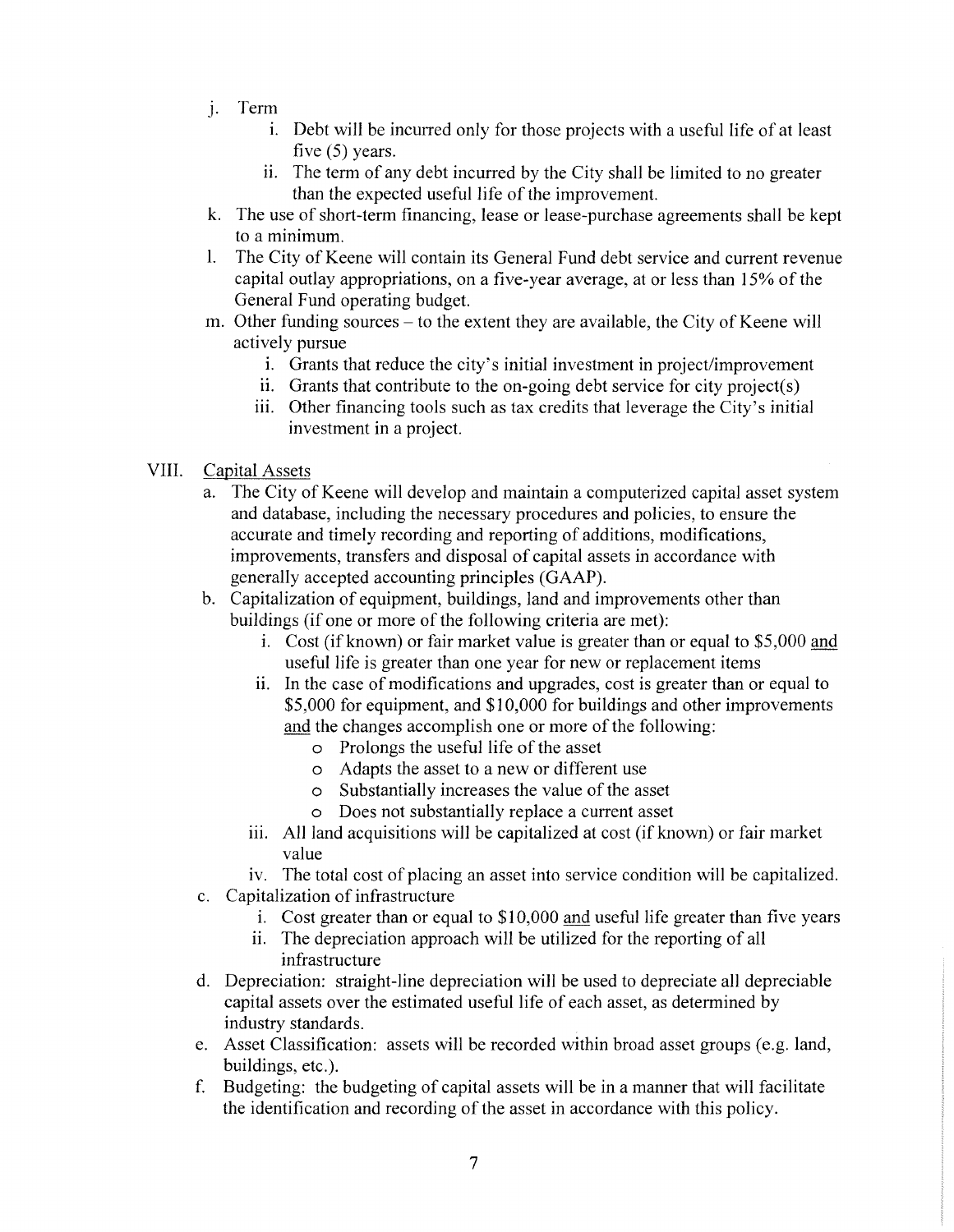- j. Term
  - i. Debt will be incurred only for those projects with a useful life of at least five (5) years.
  - ii. The term of any debt incurred by the City shall be limited to no greater than the expected useful life of the improvement.
- k. The use of short-term financing, lease or lease-purchase agreements shall be kept to a minimum.
- l. The City of Keene will contain its General Fund debt service and current revenue capital outlay appropriations, on a five-year average, at or less than 15% of the General Fund operating budget.
- m. Other funding sources – to the extent they are available, the City of Keene will actively pursue
  - i. Grants that reduce the city's initial investment in project/improvement
  - ii. Grants that contribute to the on-going debt service for city project(s)
  - iii. Other financing tools such as tax credits that leverage the City's initial investment in a project.

VIII. <u>Capital Assets</u>

- a. The City of Keene will develop and maintain a computerized capital asset system and database, including the necessary procedures and policies, to ensure the accurate and timely recording and reporting of additions, modifications, improvements, transfers and disposal of capital assets in accordance with generally accepted accounting principles (GAAP).
- b. Capitalization of equipment, buildings, land and improvements other than buildings (if one or more of the following criteria are met):
  - i. Cost (if known) or fair market value is greater than or equal to $5,000 <u>and</u> useful life is greater than one year for new or replacement items
  - ii. In the case of modifications and upgrades, cost is greater than or equal to $5,000 for equipment, and $10,000 for buildings and other improvements <u>and</u> the changes accomplish one or more of the following:
    - o Prolongs the useful life of the asset
    - o Adapts the asset to a new or different use
    - o Substantially increases the value of the asset
    - o Does not substantially replace a current asset
  - iii. All land acquisitions will be capitalized at cost (if known) or fair market value
  - iv. The total cost of placing an asset into service condition will be capitalized.
- c. Capitalization of infrastructure
  - i. Cost greater than or equal to $10,000 <u>and</u> useful life greater than five years
  - ii. The depreciation approach will be utilized for the reporting of all infrastructure
- d. Depreciation: straight-line depreciation will be used to depreciate all depreciable capital assets over the estimated useful life of each asset, as determined by industry standards.
- e. Asset Classification: assets will be recorded within broad asset groups (e.g. land, buildings, etc.).
- f. Budgeting: the budgeting of capital assets will be in a manner that will facilitate the identification and recording of the asset in accordance with this policy.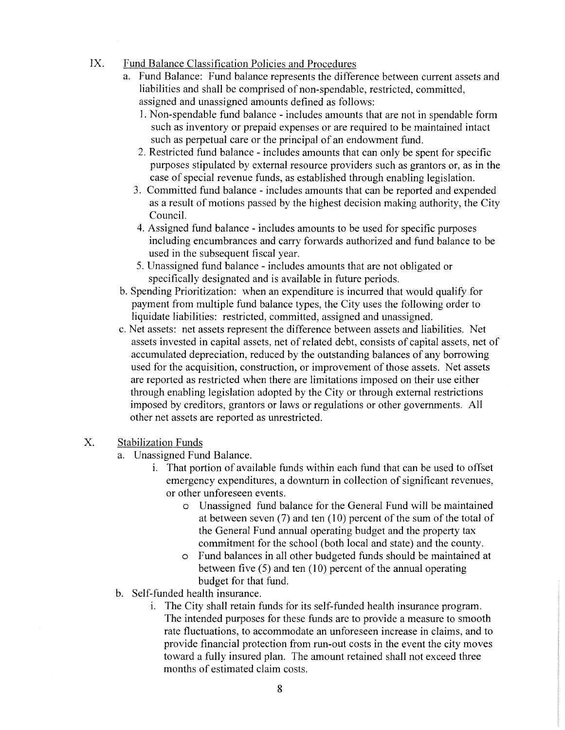## IX. Fund Balance Classification Policies and Procedures

a. Fund Balance: Fund balance represents the difference between current assets and liabilities and shall be comprised of non-spendable, restricted, committed, assigned and unassigned amounts defined as follows:

   1. Non-spendable fund balance - includes amounts that are not in spendable form such as inventory or prepaid expenses or are required to be maintained intact such as perpetual care or the principal of an endowment fund.
   2. Restricted fund balance - includes amounts that can only be spent for specific purposes stipulated by external resource providers such as grantors or, as in the case of special revenue funds, as established through enabling legislation.
   3. Committed fund balance - includes amounts that can be reported and expended as a result of motions passed by the highest decision making authority, the City Council.
   4. Assigned fund balance - includes amounts to be used for specific purposes including encumbrances and carry forwards authorized and fund balance to be used in the subsequent fiscal year.
   5. Unassigned fund balance - includes amounts that are not obligated or specifically designated and is available in future periods.

b. Spending Prioritization: when an expenditure is incurred that would qualify for payment from multiple fund balance types, the City uses the following order to liquidate liabilities: restricted, committed, assigned and unassigned.

c. Net assets: net assets represent the difference between assets and liabilities. Net assets invested in capital assets, net of related debt, consists of capital assets, net of accumulated depreciation, reduced by the outstanding balances of any borrowing used for the acquisition, construction, or improvement of those assets. Net assets are reported as restricted when there are limitations imposed on their use either through enabling legislation adopted by the City or through external restrictions imposed by creditors, grantors or laws or regulations or other governments. All other net assets are reported as unrestricted.

## X. Stabilization Funds

a. Unassigned Fund Balance.

   i. That portion of available funds within each fund that can be used to offset emergency expenditures, a downturn in collection of significant revenues, or other unforeseen events.
      - Unassigned fund balance for the General Fund will be maintained at between seven (7) and ten (10) percent of the sum of the total of the General Fund annual operating budget and the property tax commitment for the school (both local and state) and the county.
      - Fund balances in all other budgeted funds should be maintained at between five (5) and ten (10) percent of the annual operating budget for that fund.

b. Self-funded health insurance.

   i. The City shall retain funds for its self-funded health insurance program. The intended purposes for these funds are to provide a measure to smooth rate fluctuations, to accommodate an unforeseen increase in claims, and to provide financial protection from run-out costs in the event the city moves toward a fully insured plan. The amount retained shall not exceed three months of estimated claim costs.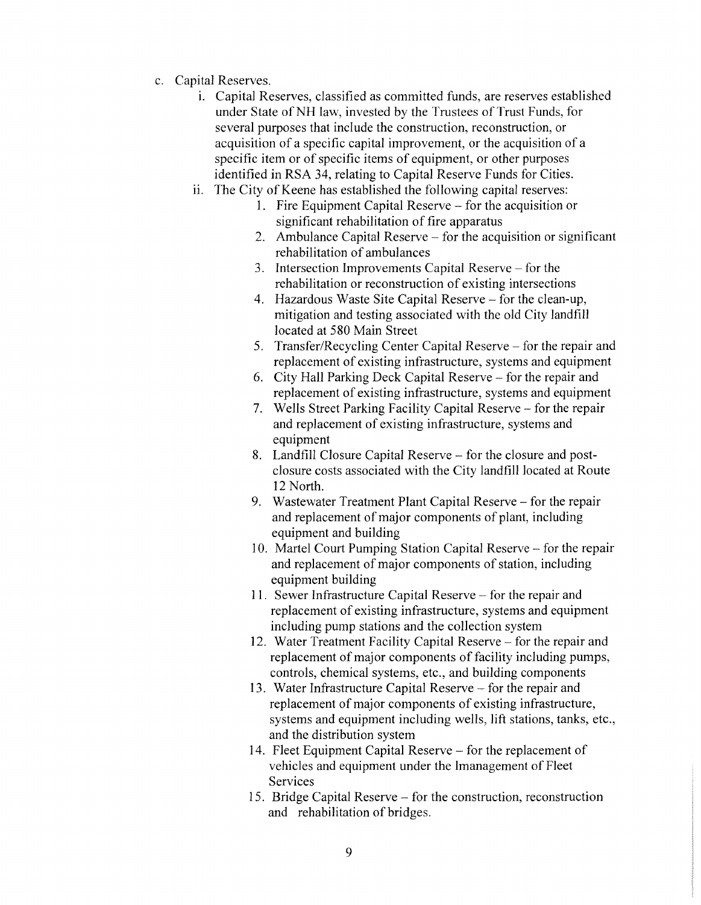c. Capital Reserves.

   i. Capital Reserves, classified as committed funds, are reserves established under State of NH law, invested by the Trustees of Trust Funds, for several purposes that include the construction, reconstruction, or acquisition of a specific capital improvement, or the acquisition of a specific item or of specific items of equipment, or other purposes identified in RSA 34, relating to Capital Reserve Funds for Cities.

   ii. The City of Keene has established the following capital reserves:

      1. Fire Equipment Capital Reserve – for the acquisition or significant rehabilitation of fire apparatus
      2. Ambulance Capital Reserve – for the acquisition or significant rehabilitation of ambulances
      3. Intersection Improvements Capital Reserve – for the rehabilitation or reconstruction of existing intersections
      4. Hazardous Waste Site Capital Reserve – for the clean-up, mitigation and testing associated with the old City landfill located at 580 Main Street
      5. Transfer/Recycling Center Capital Reserve – for the repair and replacement of existing infrastructure, systems and equipment
      6. City Hall Parking Deck Capital Reserve – for the repair and replacement of existing infrastructure, systems and equipment
      7. Wells Street Parking Facility Capital Reserve – for the repair and replacement of existing infrastructure, systems and equipment
      8. Landfill Closure Capital Reserve – for the closure and post-closure costs associated with the City landfill located at Route 12 North.
      9. Wastewater Treatment Plant Capital Reserve – for the repair and replacement of major components of plant, including equipment and building
      10. Martel Court Pumping Station Capital Reserve – for the repair and replacement of major components of station, including equipment building
      11. Sewer Infrastructure Capital Reserve – for the repair and replacement of existing infrastructure, systems and equipment including pump stations and the collection system
      12. Water Treatment Facility Capital Reserve – for the repair and replacement of major components of facility including pumps, controls, chemical systems, etc., and building components
      13. Water Infrastructure Capital Reserve – for the repair and replacement of major components of existing infrastructure, systems and equipment including wells, lift stations, tanks, etc., and the distribution system
      14. Fleet Equipment Capital Reserve – for the replacement of vehicles and equipment under the lmanagement of Fleet Services
      15. Bridge Capital Reserve – for the construction, reconstruction and rehabilitation of bridges.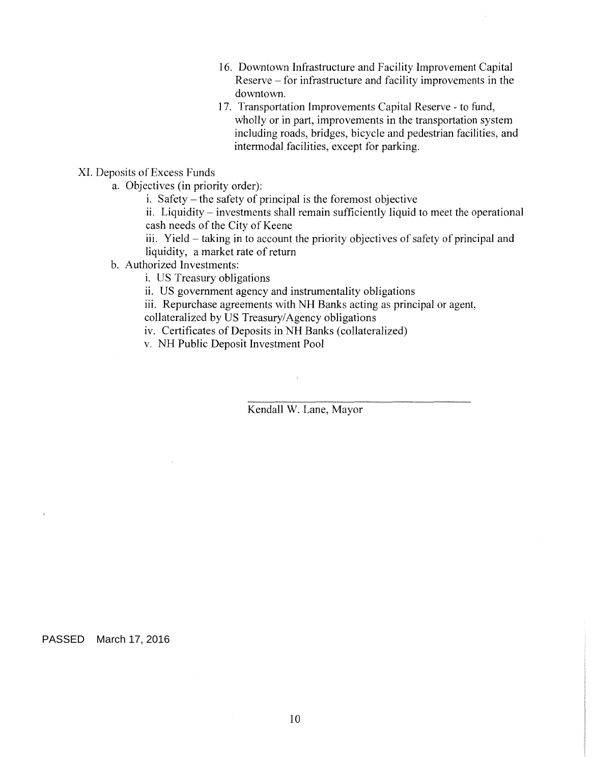16. Downtown Infrastructure and Facility Improvement Capital Reserve – for infrastructure and facility improvements in the downtown.
17. Transportation Improvements Capital Reserve - to fund, wholly or in part, improvements in the transportation system including roads, bridges, bicycle and pedestrian facilities, and intermodal facilities, except for parking.

XI. Deposits of Excess Funds

a. Objectives (in priority order):

i. Safety – the safety of principal is the foremost objective

ii. Liquidity – investments shall remain sufficiently liquid to meet the operational cash needs of the City of Keene

iii. Yield – taking in to account the priority objectives of safety of principal and liquidity, a market rate of return

b. Authorized Investments:

i. US Treasury obligations

ii. US government agency and instrumentality obligations

iii. Repurchase agreements with NH Banks acting as principal or agent, collateralized by US Treasury/Agency obligations

iv. Certificates of Deposits in NH Banks (collateralized)

v. NH Public Deposit Investment Pool

_________________________________

Kendall W. Lane, Mayor

PASSED March 17, 2016